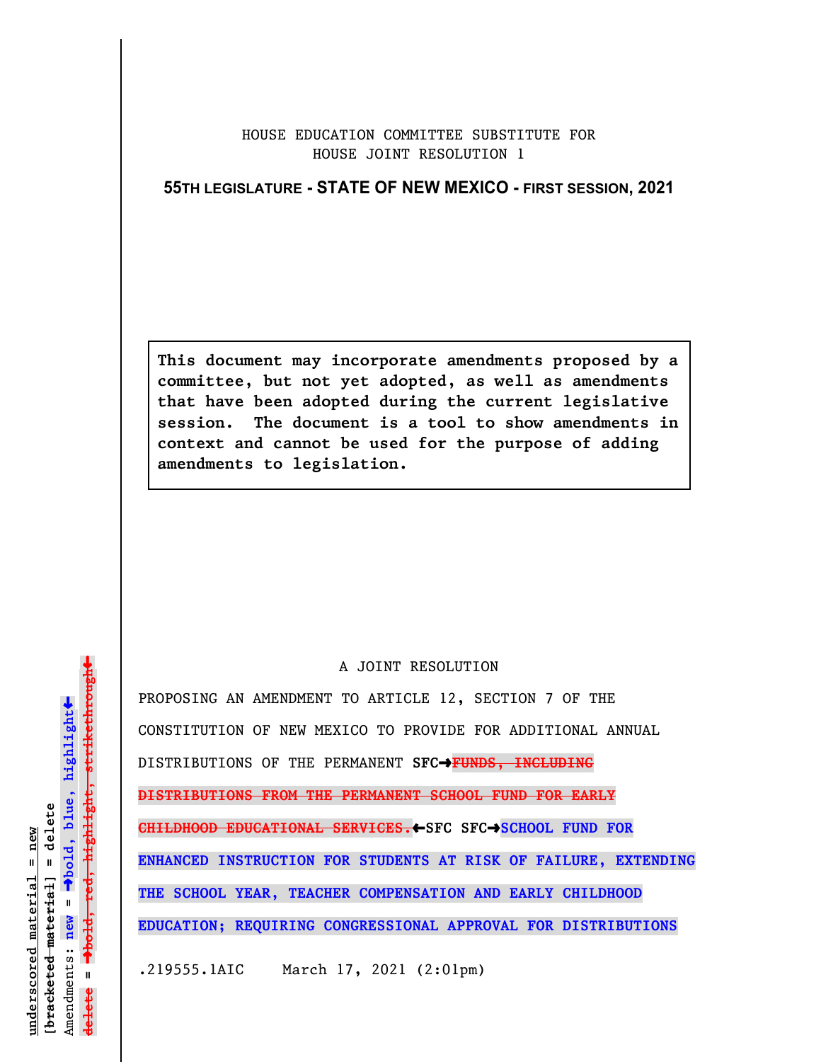HOUSE EDUCATION COMMITTEE SUBSTITUTE FOR
HOUSE JOINT RESOLUTION 1

**55TH LEGISLATURE - STATE OF NEW MEXICO - FIRST SESSION, 2021**

**This document may incorporate amendments proposed by a committee, but not yet adopted, as well as amendments that have been adopted during the current legislative session. The document is a tool to show amendments in context and cannot be used for the purpose of adding amendments to legislation.**

A JOINT RESOLUTION

PROPOSING AN AMENDMENT TO ARTICLE 12, SECTION 7 OF THE CONSTITUTION OF NEW MEXICO TO PROVIDE FOR ADDITIONAL ANNUAL DISTRIBUTIONS OF THE PERMANENT **SFC→**~~**FUNDS, INCLUDING DISTRIBUTIONS FROM THE PERMANENT SCHOOL FUND FOR EARLY CHILDHOOD EDUCATIONAL SERVICES.**~~**←SFC SFC→SCHOOL FUND FOR ENHANCED INSTRUCTION FOR STUDENTS AT RISK OF FAILURE, EXTENDING THE SCHOOL YEAR, TEACHER COMPENSATION AND EARLY CHILDHOOD EDUCATION; REQUIRING CONGRESSIONAL APPROVAL FOR DISTRIBUTIONS**

.219555.1AIC March 17, 2021 (2:01pm)

underscored material = new
[~~bracketed material~~] = delete
Amendments: new = →**bold, blue, highlight**←
~~delete~~ = →~~**bold, red, highlight, strikethrough**~~←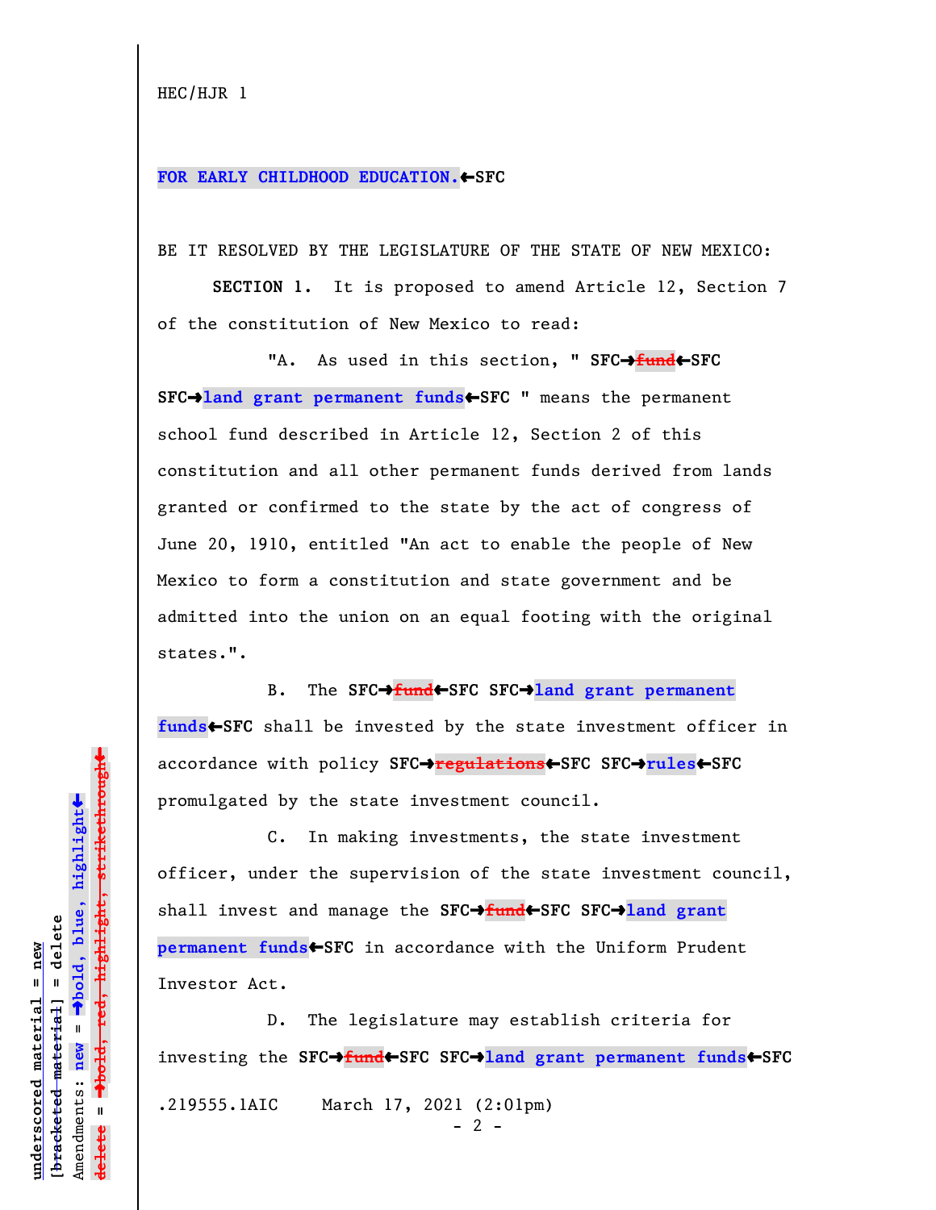HEC/HJR 1

FOR EARLY CHILDHOOD EDUCATION.←SFC

BE IT RESOLVED BY THE LEGISLATURE OF THE STATE OF NEW MEXICO:

**SECTION 1.** It is proposed to amend Article 12, Section 7 of the constitution of New Mexico to read:

"A. As used in this section, " SFC→~~fund~~←SFC SFC→land grant permanent funds←SFC " means the permanent school fund described in Article 12, Section 2 of this constitution and all other permanent funds derived from lands granted or confirmed to the state by the act of congress of June 20, 1910, entitled "An act to enable the people of New Mexico to form a constitution and state government and be admitted into the union on an equal footing with the original states.".

B. The SFC→~~fund~~←SFC SFC→land grant permanent funds←SFC shall be invested by the state investment officer in accordance with policy SFC→~~regulations~~←SFC SFC→rules←SFC promulgated by the state investment council.

C. In making investments, the state investment officer, under the supervision of the state investment council, shall invest and manage the SFC→~~fund~~←SFC SFC→land grant permanent funds←SFC in accordance with the Uniform Prudent Investor Act.

D. The legislature may establish criteria for investing the SFC→~~fund~~←SFC SFC→land grant permanent funds←SFC

.219555.1AIC March 17, 2021 (2:01pm)

underscored material = new
[bracketed material] = delete
Amendments: new = →bold, blue, highlight←
delete = →~~bold, red, highlight, strikethrough~~←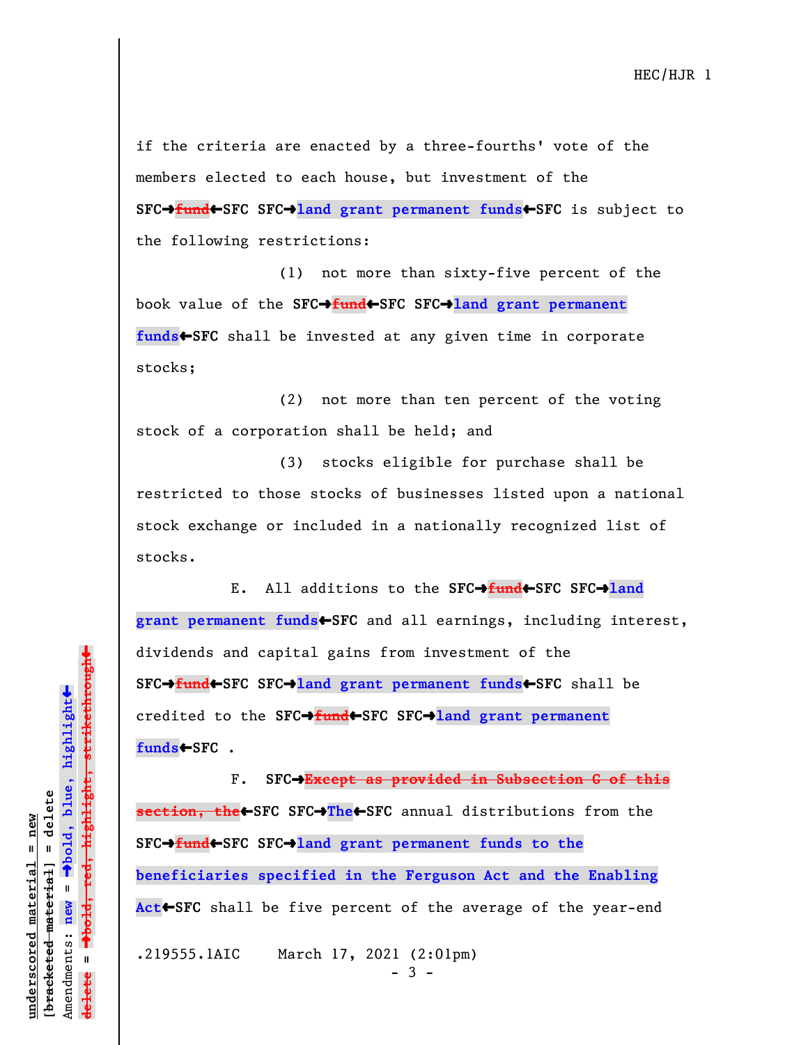if the criteria are enacted by a three-fourths' vote of the members elected to each house, but investment of the **SFC→~~fund~~←SFC SFC→land grant permanent funds←SFC** is subject to the following restrictions:

(1) not more than sixty-five percent of the book value of the **SFC→~~fund~~←SFC SFC→land grant permanent funds←SFC** shall be invested at any given time in corporate stocks;

(2) not more than ten percent of the voting stock of a corporation shall be held; and

(3) stocks eligible for purchase shall be restricted to those stocks of businesses listed upon a national stock exchange or included in a nationally recognized list of stocks.

E. All additions to the **SFC→~~fund~~←SFC SFC→land grant permanent funds←SFC** and all earnings, including interest, dividends and capital gains from investment of the **SFC→~~fund~~←SFC SFC→land grant permanent funds←SFC** shall be credited to the **SFC→~~fund~~←SFC SFC→land grant permanent funds←SFC** .

F. **SFC→~~Except as provided in Subsection G of this section, the~~←SFC SFC→The←SFC** annual distributions from the **SFC→~~fund~~←SFC SFC→land grant permanent funds to the beneficiaries specified in the Ferguson Act and the Enabling Act←SFC** shall be five percent of the average of the year-end

.219555.1AIC March 17, 2021 (2:01pm)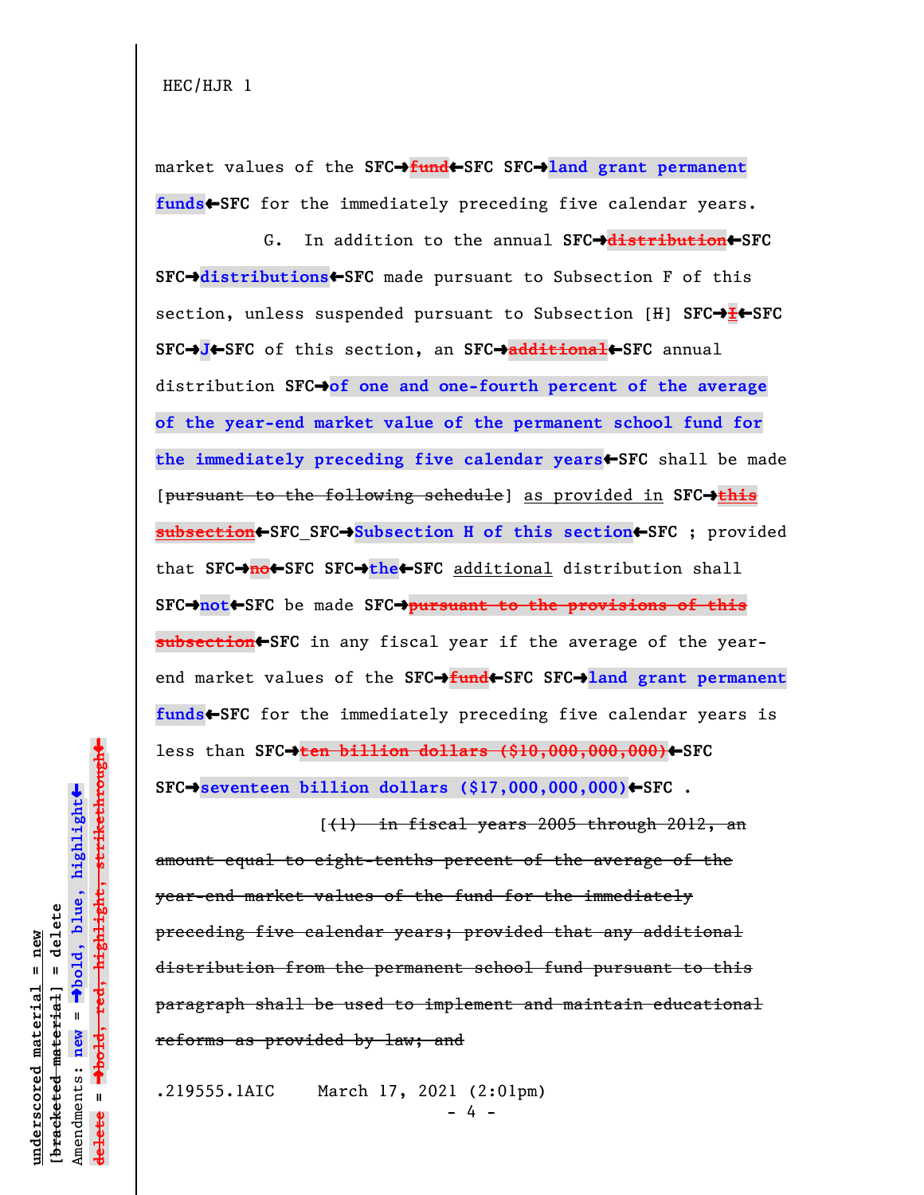market values of the SFC→~~fund~~←SFC SFC→**land grant permanent funds**←SFC for the immediately preceding five calendar years.

G. In addition to the annual SFC→~~distribution~~←SFC SFC→**distributions**←SFC made pursuant to Subsection F of this section, unless suspended pursuant to Subsection [H] SFC→~~I~~←SFC SFC→**J**←SFC of this section, an SFC→~~additional~~←SFC annual distribution SFC→**of one and one-fourth percent of the average of the year-end market value of the permanent school fund for the immediately preceding five calendar years**←SFC shall be made [~~pursuant to the following schedule~~] as provided in SFC→~~this subsection~~←SFC_SFC→**Subsection H of this section**←SFC ; provided that SFC→~~no~~←SFC SFC→**the**←SFC additional distribution shall SFC→**not**←SFC be made SFC→~~pursuant to the provisions of this subsection~~←SFC in any fiscal year if the average of the year-end market values of the SFC→~~fund~~←SFC SFC→**land grant permanent funds**←SFC for the immediately preceding five calendar years is less than SFC→~~ten billion dollars ($10,000,000,000)~~←SFC SFC→**seventeen billion dollars ($17,000,000,000)**←SFC .

[~~(1) in fiscal years 2005 through 2012, an amount equal to eight-tenths percent of the average of the year-end market values of the fund for the immediately preceding five calendar years; provided that any additional distribution from the permanent school fund pursuant to this paragraph shall be used to implement and maintain educational reforms as provided by law; and~~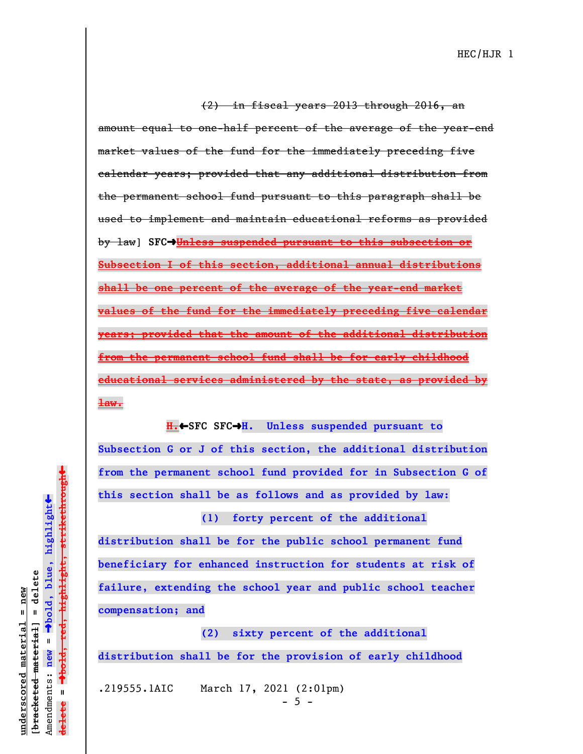~~(2) in fiscal years 2013 through 2016, an amount equal to one-half percent of the average of the year-end market values of the fund for the immediately preceding five calendar years; provided that any additional distribution from the permanent school fund pursuant to this paragraph shall be used to implement and maintain educational reforms as provided by law~~] **SFC→~~Unless suspended pursuant to this subsection or Subsection I of this section, additional annual distributions shall be one percent of the average of the year-end market values of the fund for the immediately preceding five calendar years; provided that the amount of the additional distribution from the permanent school fund shall be for early childhood educational services administered by the state, as provided by law.~~**

**~~H.~~←SFC SFC→H. Unless suspended pursuant to Subsection G or J of this section, the additional distribution from the permanent school fund provided for in Subsection G of this section shall be as follows and as provided by law:**

**(1) forty percent of the additional distribution shall be for the public school permanent fund beneficiary for enhanced instruction for students at risk of failure, extending the school year and public school teacher compensation; and**

**(2) sixty percent of the additional distribution shall be for the provision of early childhood**

.219555.1AIC March 17, 2021 (2:01pm)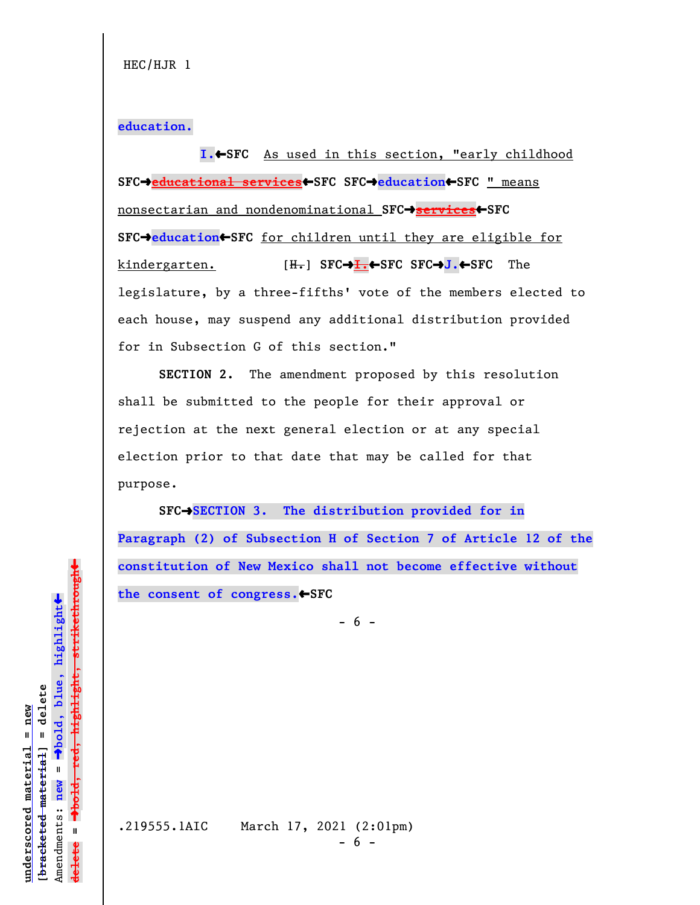education.

I.←SFC As used in this section, "early childhood SFC→~~educational services~~←SFC SFC→education←SFC " means nonsectarian and nondenominational SFC→~~services~~←SFC SFC→education←SFC for children until they are eligible for kindergarten. [~~H.~~] SFC→~~I.~~←SFC SFC→J.←SFC The legislature, by a three-fifths' vote of the members elected to each house, may suspend any additional distribution provided for in Subsection G of this section."

**SECTION 2.** The amendment proposed by this resolution shall be submitted to the people for their approval or rejection at the next general election or at any special election prior to that date that may be called for that purpose.

SFC→**SECTION 3. The distribution provided for in Paragraph (2) of Subsection H of Section 7 of Article 12 of the constitution of New Mexico shall not become effective without the consent of congress.**←SFC

.219555.1AIC March 17, 2021 (2:01pm)